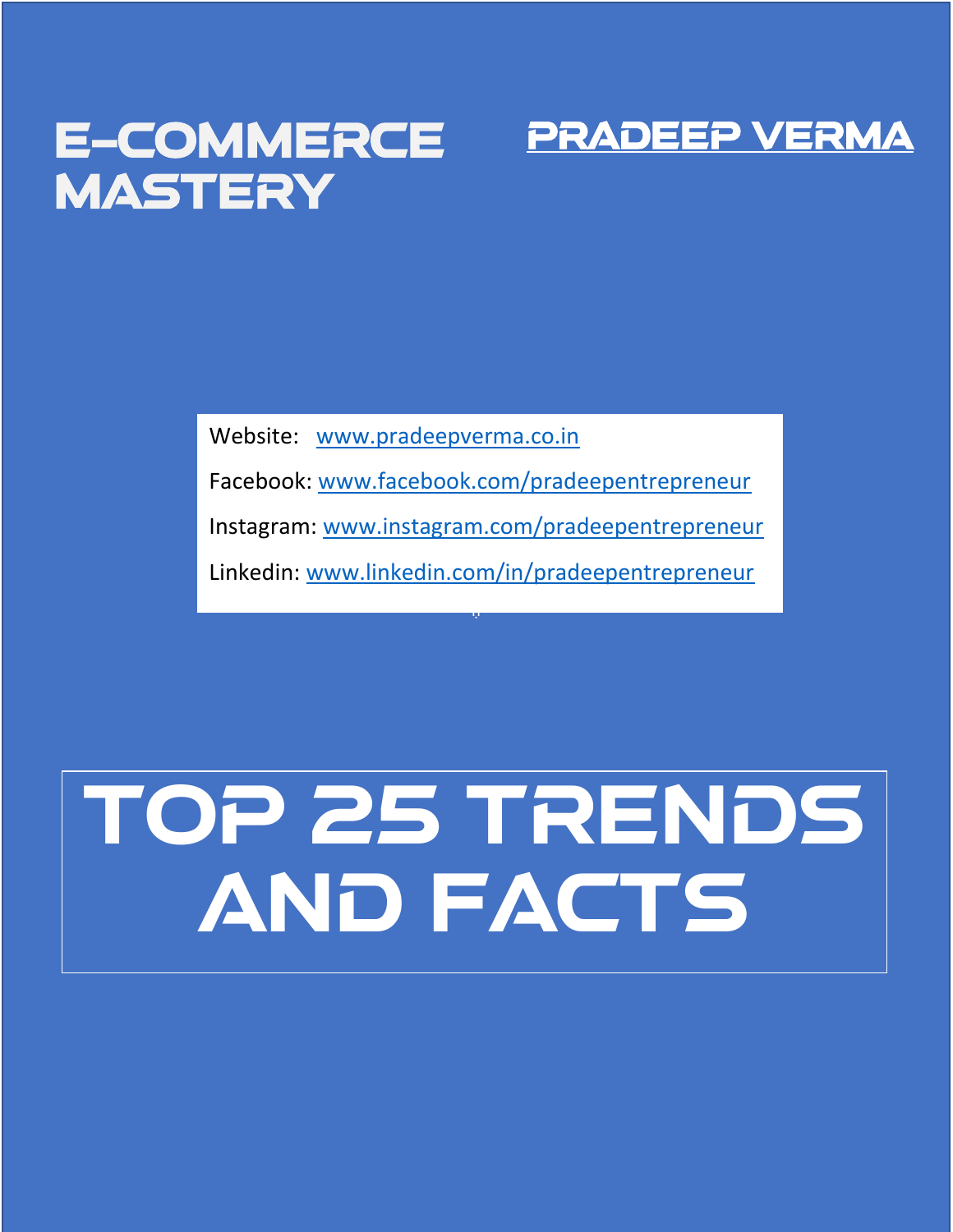# E-COMMERCE MASTERY

## PRADEEP VERMA

Website: www.pradeepverma.co.in

Facebook: www.facebook.com/pradeepentrepreneur

Instagram: www.instagram.com/pradeepentrepreneur

Linkedin: www.linkedin.com/in/pradeepentrepreneur

# TOP 25 TRENDS AND FACTS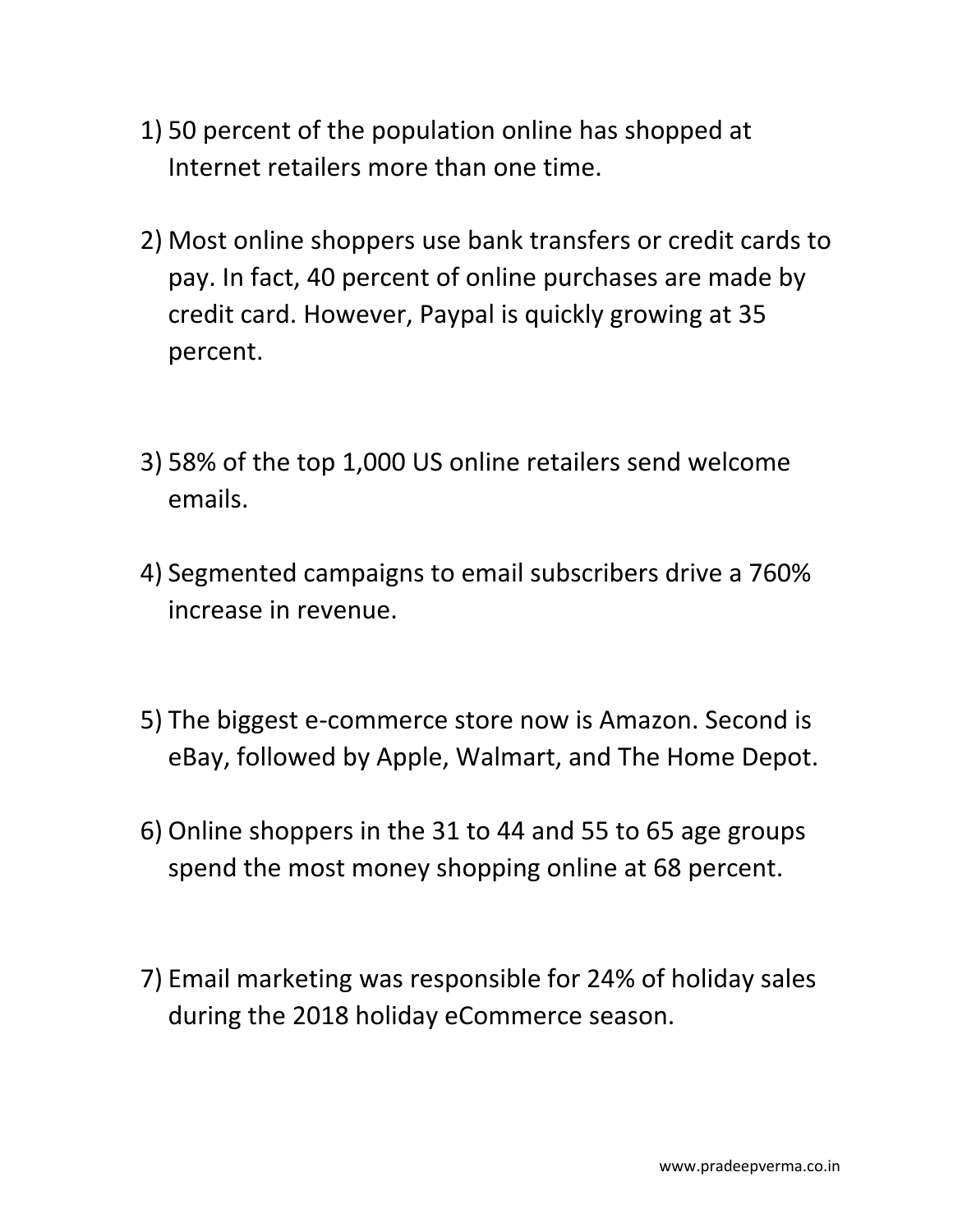1) 50 percent of the population online has shopped at Internet retailers more than one time.

2) Most online shoppers use bank transfers or credit cards to pay. In fact, 40 percent of online purchases are made by credit card. However, Paypal is quickly growing at 35 percent.

3) 58% of the top 1,000 US online retailers send welcome emails.

4) Segmented campaigns to email subscribers drive a 760% increase in revenue.

5) The biggest e-commerce store now is Amazon. Second is eBay, followed by Apple, Walmart, and The Home Depot.

6) Online shoppers in the 31 to 44 and 55 to 65 age groups spend the most money shopping online at 68 percent.

7) Email marketing was responsible for 24% of holiday sales during the 2018 holiday eCommerce season.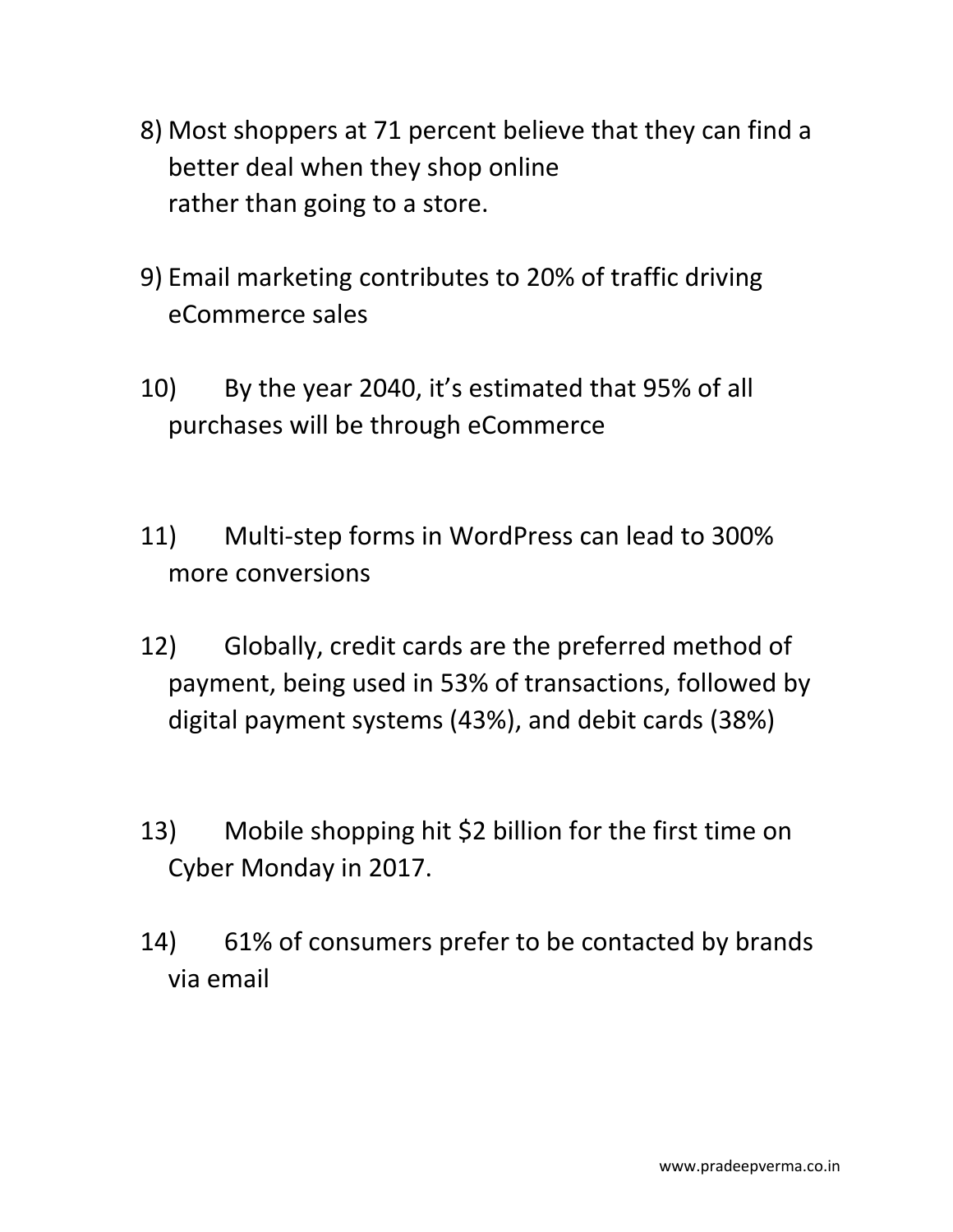8) Most shoppers at 71 percent believe that they can find a better deal when they shop online rather than going to a store.

9) Email marketing contributes to 20% of traffic driving eCommerce sales

10) By the year 2040, it's estimated that 95% of all purchases will be through eCommerce

11) Multi-step forms in WordPress can lead to 300% more conversions

12) Globally, credit cards are the preferred method of payment, being used in 53% of transactions, followed by digital payment systems (43%), and debit cards (38%)

13) Mobile shopping hit $2 billion for the first time on Cyber Monday in 2017.

14) 61% of consumers prefer to be contacted by brands via email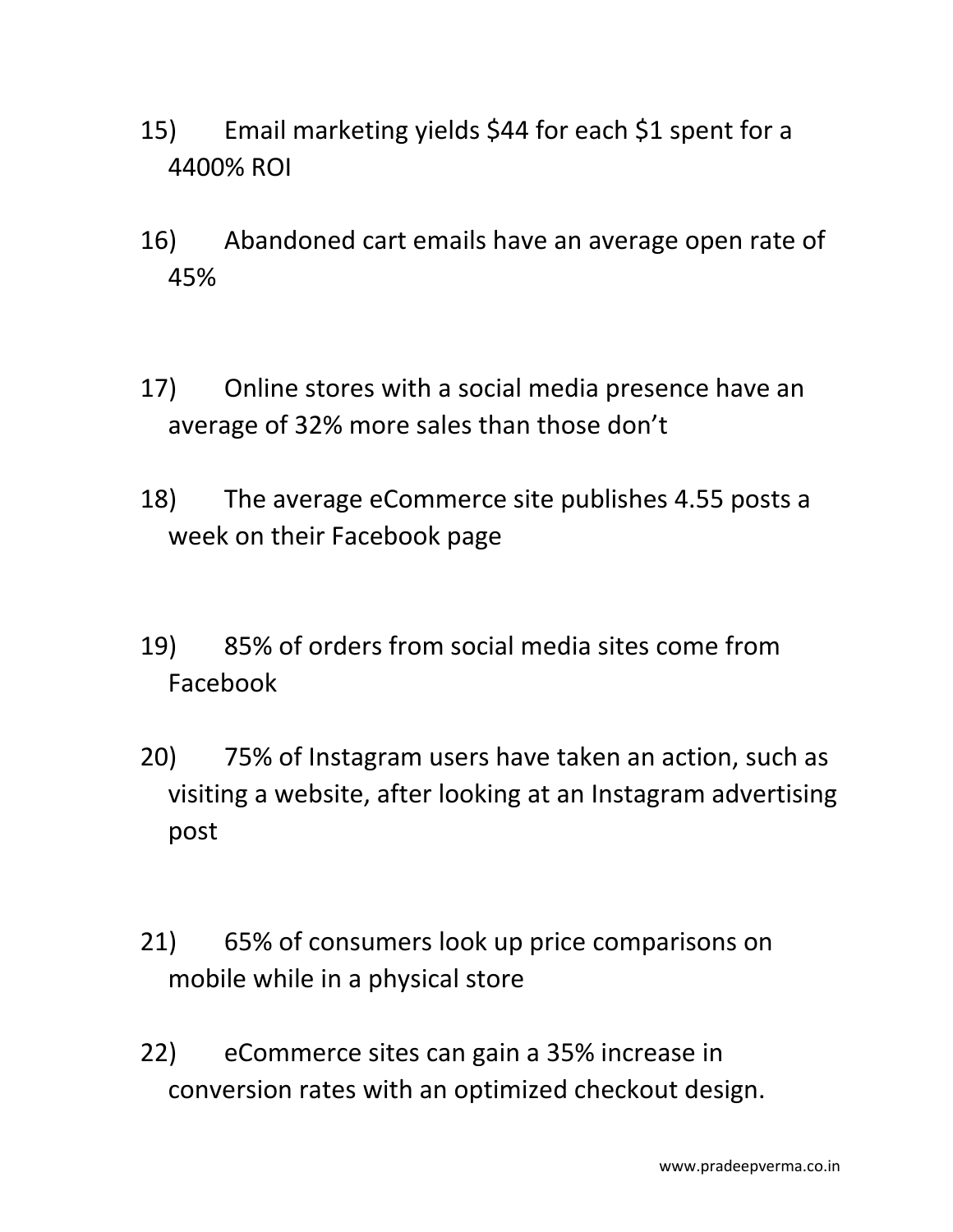15) Email marketing yields $44 for each $1 spent for a 4400% ROI

16) Abandoned cart emails have an average open rate of 45%

17) Online stores with a social media presence have an average of 32% more sales than those don’t

18) The average eCommerce site publishes 4.55 posts a week on their Facebook page

19) 85% of orders from social media sites come from Facebook

20) 75% of Instagram users have taken an action, such as visiting a website, after looking at an Instagram advertising post

21) 65% of consumers look up price comparisons on mobile while in a physical store

22) eCommerce sites can gain a 35% increase in conversion rates with an optimized checkout design.

www.pradeepverma.co.in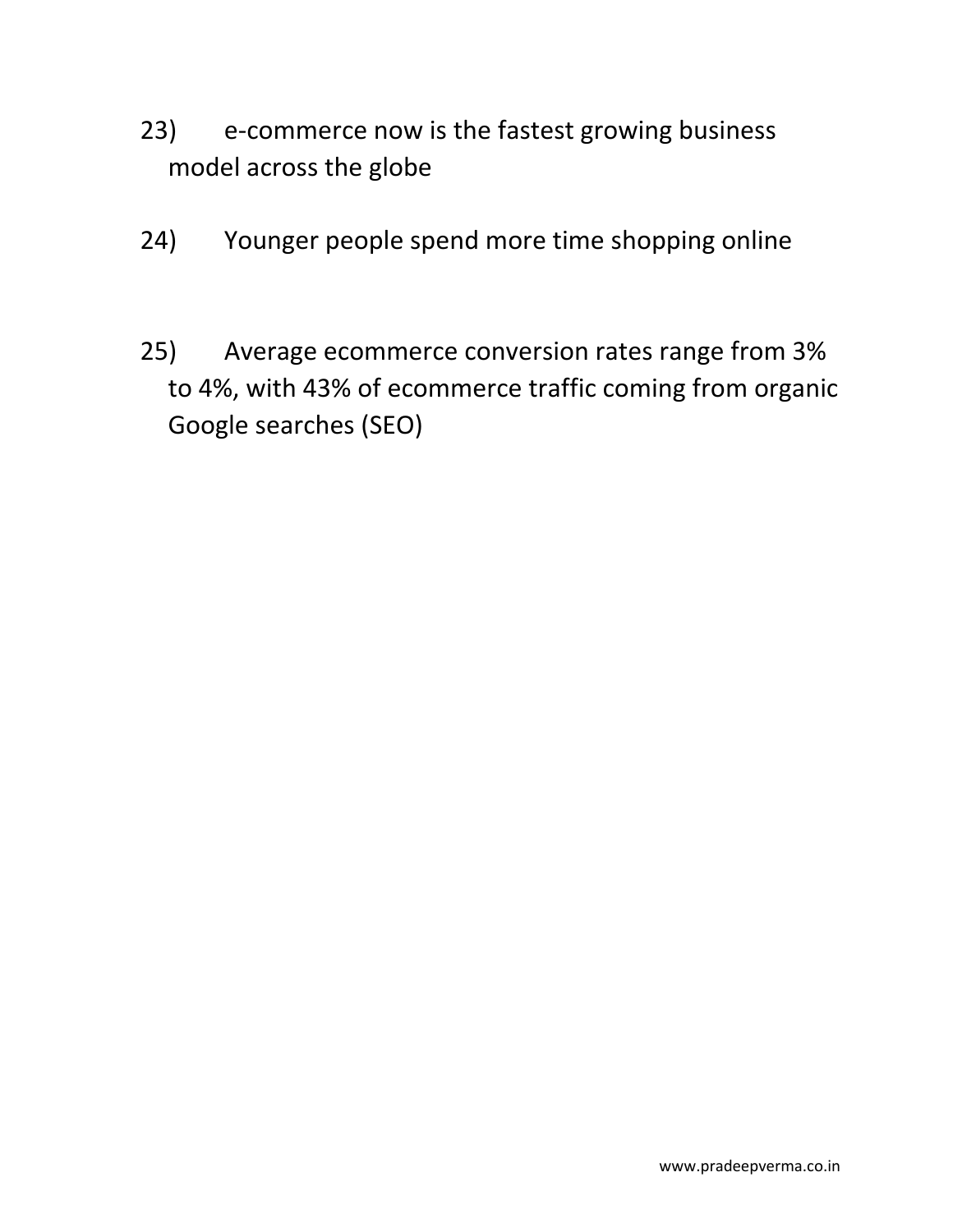23) e-commerce now is the fastest growing business model across the globe

24) Younger people spend more time shopping online

25) Average ecommerce conversion rates range from 3% to 4%, with 43% of ecommerce traffic coming from organic Google searches (SEO)